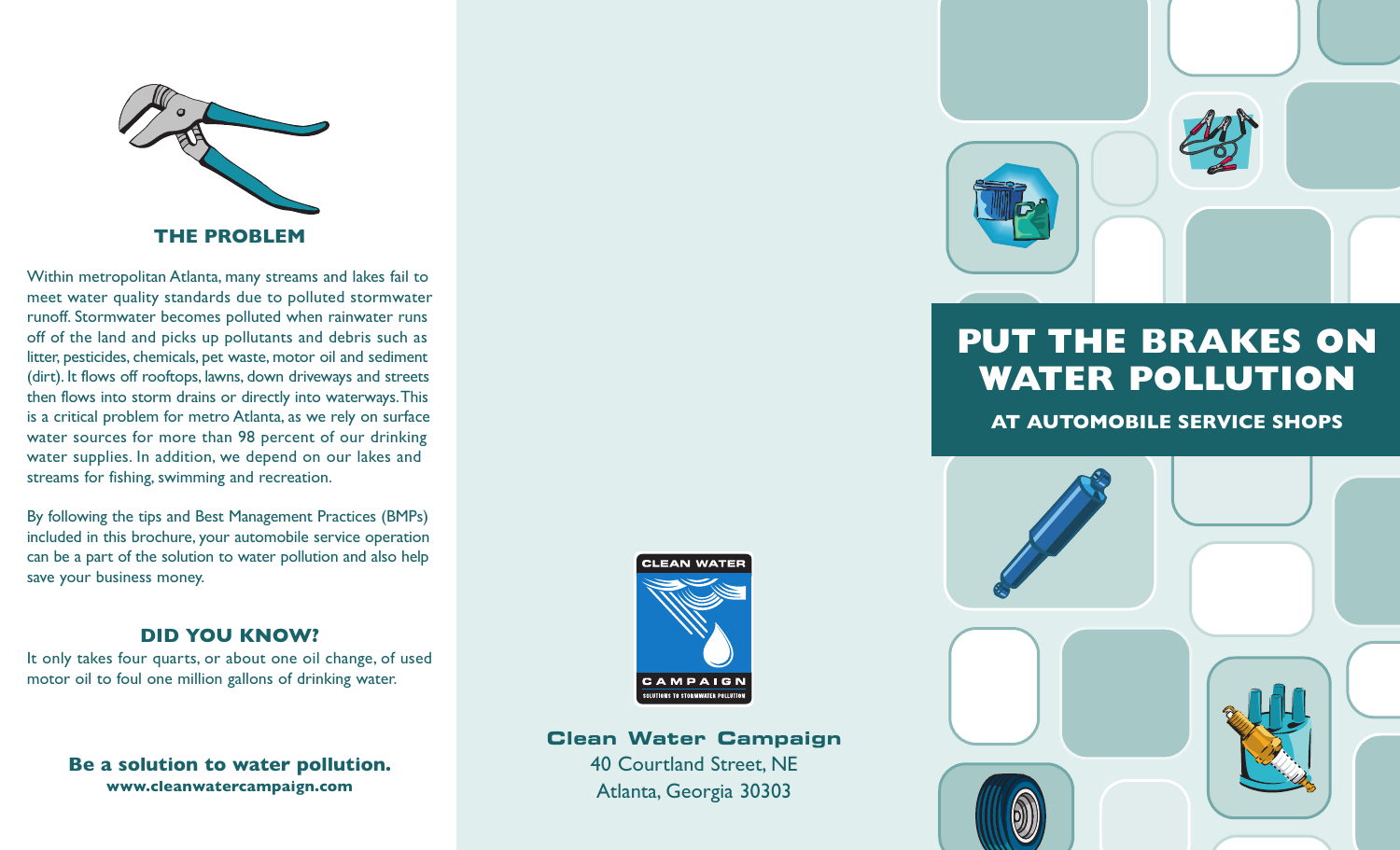## THE PROBLEM

Within metropolitan Atlanta, many streams and lakes fail to meet water quality standards due to polluted stormwater runoff. Stormwater becomes polluted when rainwater runs off of the land and picks up pollutants and debris such as litter, pesticides, chemicals, pet waste, motor oil and sediment (dirt). It flows off rooftops, lawns, down driveways and streets then flows into storm drains or directly into waterways. This is a critical problem for metro Atlanta, as we rely on surface water sources for more than 98 percent of our drinking water supplies. In addition, we depend on our lakes and streams for fishing, swimming and recreation.

By following the tips and Best Management Practices (BMPs) included in this brochure, your automobile service operation can be a part of the solution to water pollution and also help save your business money.

## DID YOU KNOW?

It only takes four quarts, or about one oil change, of used motor oil to foul one million gallons of drinking water.

**Be a solution to water pollution.**
**www.cleanwatercampaign.com**

CLEAN WATER CAMPAIGN
SOLUTIONS TO STORMWATER POLLUTION

**Clean Water Campaign**
40 Courtland Street, NE
Atlanta, Georgia 30303

# PUT THE BRAKES ON WATER POLLUTION

### AT AUTOMOBILE SERVICE SHOPS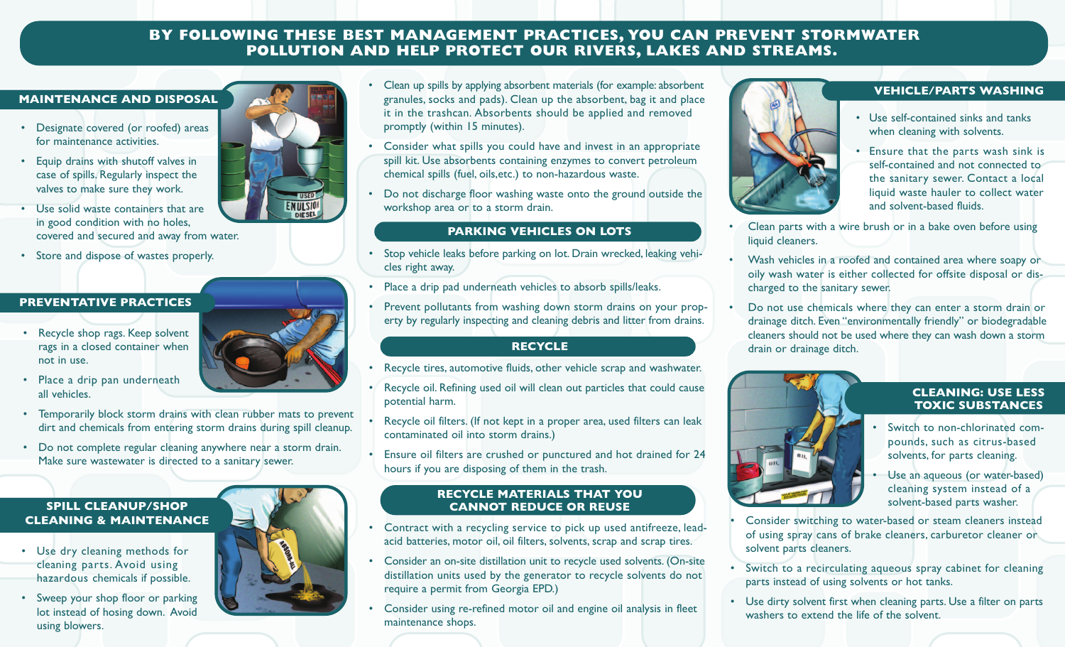# BY FOLLOWING THESE BEST MANAGEMENT PRACTICES, YOU CAN PREVENT STORMWATER POLLUTION AND HELP PROTECT OUR RIVERS, LAKES AND STREAMS.

## MAINTENANCE AND DISPOSAL

- Designate covered (or roofed) areas for maintenance activities.
- Equip drains with shutoff valves in case of spills. Regularly inspect the valves to make sure they work.
- Use solid waste containers that are in good condition with no holes, covered and secured and away from water.
- Store and dispose of wastes properly.

## PREVENTATIVE PRACTICES

- Recycle shop rags. Keep solvent rags in a closed container when not in use.
- Place a drip pan underneath all vehicles.
- Temporarily block storm drains with clean rubber mats to prevent dirt and chemicals from entering storm drains during spill cleanup.
- Do not complete regular cleaning anywhere near a storm drain. Make sure wastewater is directed to a sanitary sewer.

## SPILL CLEANUP/SHOP CLEANING & MAINTENANCE

- Use dry cleaning methods for cleaning parts. Avoid using hazardous chemicals if possible.
- Sweep your shop floor or parking lot instead of hosing down. Avoid using blowers.
- Clean up spills by applying absorbent materials (for example: absorbent granules, socks and pads). Clean up the absorbent, bag it and place it in the trashcan. Absorbents should be applied and removed promptly (within 15 minutes).
- Consider what spills you could have and invest in an appropriate spill kit. Use absorbents containing enzymes to convert petroleum chemical spills (fuel, oils,etc.) to non-hazardous waste.
- Do not discharge floor washing waste onto the ground outside the workshop area or to a storm drain.

## PARKING VEHICLES ON LOTS

- Stop vehicle leaks before parking on lot. Drain wrecked, leaking vehicles right away.
- Place a drip pad underneath vehicles to absorb spills/leaks.
- Prevent pollutants from washing down storm drains on your property by regularly inspecting and cleaning debris and litter from drains.

## RECYCLE

- Recycle tires, automotive fluids, other vehicle scrap and washwater.
- Recycle oil. Refining used oil will clean out particles that could cause potential harm.
- Recycle oil filters. (If not kept in a proper area, used filters can leak contaminated oil into storm drains.)
- Ensure oil filters are crushed or punctured and hot drained for 24 hours if you are disposing of them in the trash.

## RECYCLE MATERIALS THAT YOU CANNOT REDUCE OR REUSE

- Contract with a recycling service to pick up used antifreeze, lead-acid batteries, motor oil, oil filters, solvents, scrap and scrap tires.
- Consider an on-site distillation unit to recycle used solvents. (On-site distillation units used by the generator to recycle solvents do not require a permit from Georgia EPD.)
- Consider using re-refined motor oil and engine oil analysis in fleet maintenance shops.

## VEHICLE/PARTS WASHING

- Use self-contained sinks and tanks when cleaning with solvents.
- Ensure that the parts wash sink is self-contained and not connected to the sanitary sewer. Contact a local liquid waste hauler to collect water and solvent-based fluids.
- Clean parts with a wire brush or in a bake oven before using liquid cleaners.
- Wash vehicles in a roofed and contained area where soapy or oily wash water is either collected for offsite disposal or discharged to the sanitary sewer.
- Do not use chemicals where they can enter a storm drain or drainage ditch. Even "environmentally friendly" or biodegradable cleaners should not be used where they can wash down a storm drain or drainage ditch.

## CLEANING: USE LESS TOXIC SUBSTANCES

- Switch to non-chlorinated compounds, such as citrus-based solvents, for parts cleaning.
- Use an aqueous (or water-based) cleaning system instead of a solvent-based parts washer.
- Consider switching to water-based or steam cleaners instead of using spray cans of brake cleaners, carburetor cleaner or solvent parts cleaners.
- Switch to a recirculating aqueous spray cabinet for cleaning parts instead of using solvents or hot tanks.
- Use dirty solvent first when cleaning parts. Use a filter on parts washers to extend the life of the solvent.